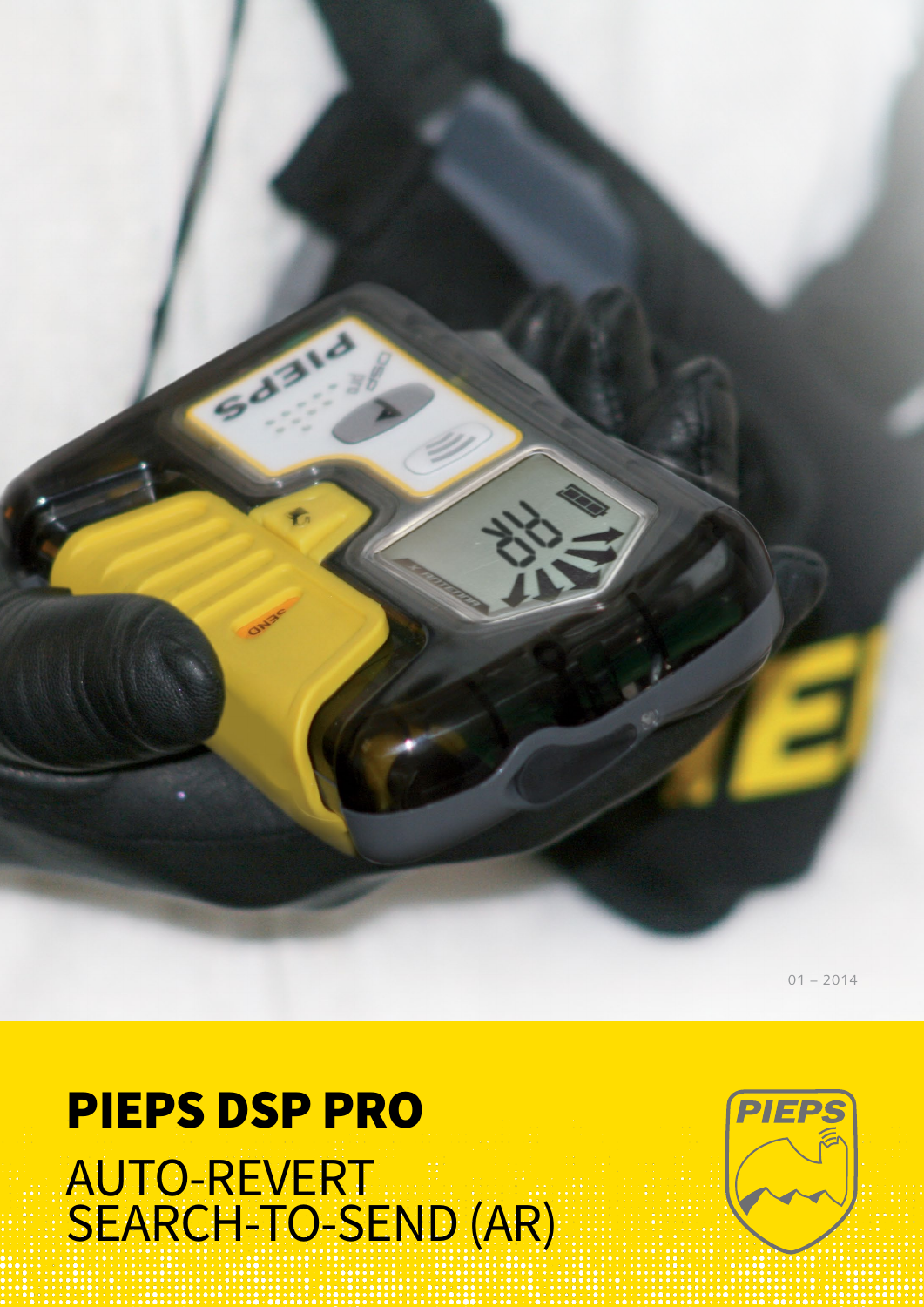01 – 2014

# PIEPS DSP PRO

## AUTO-REVERT SEARCH-TO-SEND (AR)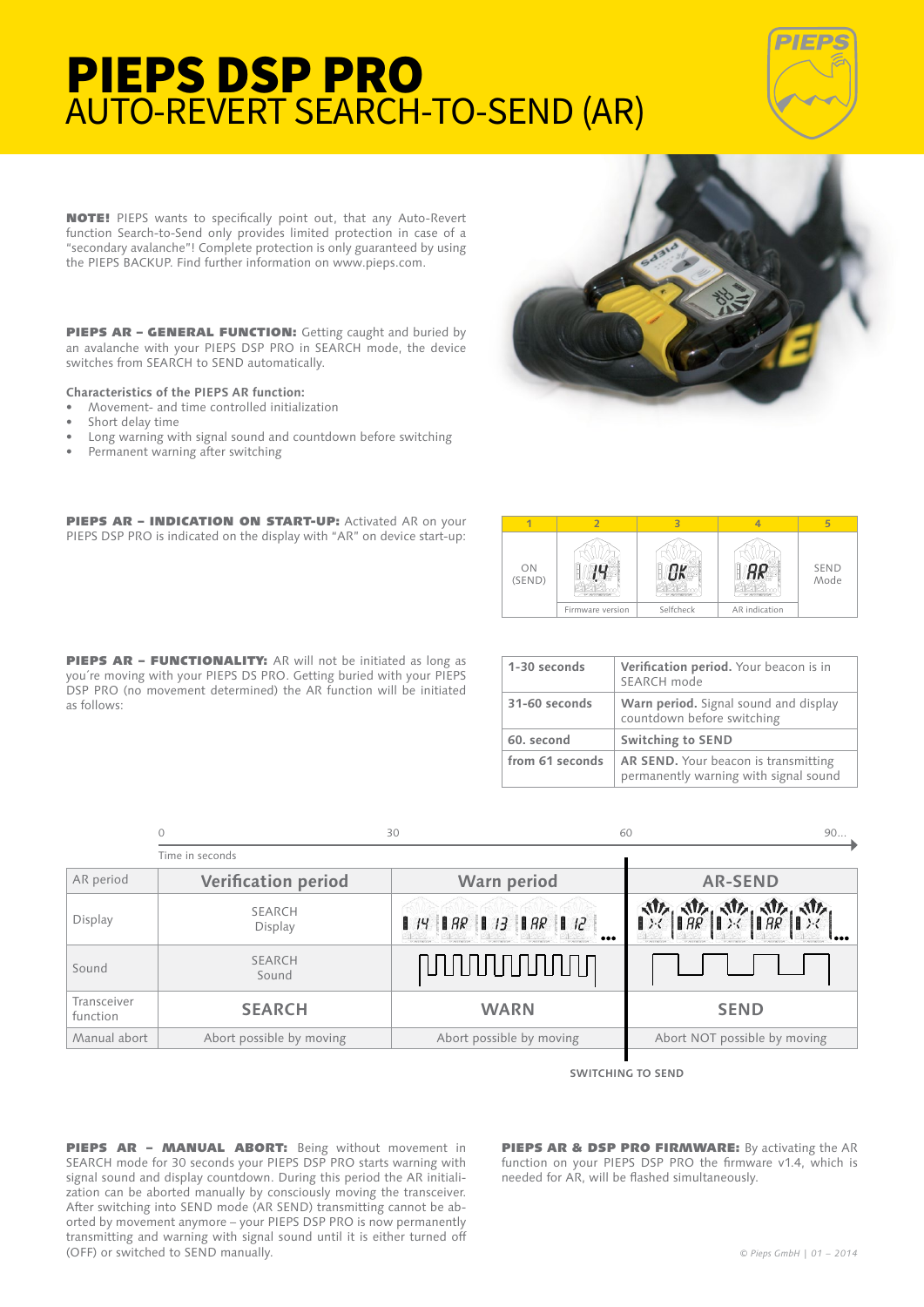# PIEPS DSP PRO
## AUTO-REVERT SEARCH-TO-SEND (AR)

**NOTE!** PIEPS wants to specifically point out, that any Auto-Revert function Search-to-Send only provides limited protection in case of a "secondary avalanche"! Complete protection is only guaranteed by using the PIEPS BACKUP. Find further information on www.pieps.com.

**PIEPS AR – GENERAL FUNCTION:** Getting caught and buried by an avalanche with your PIEPS DSP PRO in SEARCH mode, the device switches from SEARCH to SEND automatically.

Characteristics of the PIEPS AR function:

- Movement- and time controlled initialization
- Short delay time
- Long warning with signal sound and countdown before switching
- Permanent warning after switching

**PIEPS AR – INDICATION ON START-UP:** Activated AR on your PIEPS DSP PRO is indicated on the display with "AR" on device start-up:

| 1 | 2 | 3 | 4 | 5 |
|---|---|---|---|---|
| ON (SEND) | 14 | OK | AR | SEND Mode |
| | Firmware version | Selfcheck | AR indication | |

**PIEPS AR – FUNCTIONALITY:** AR will not be initiated as long as you´re moving with your PIEPS DS PRO. Getting buried with your PIEPS DSP PRO (no movement determined) the AR function will be initiated as follows:

| | |
|---|---|
| **1-30 seconds** | **Verification period.** Your beacon is in SEARCH mode |
| **31-60 seconds** | **Warn period.** Signal sound and display countdown before switching |
| **60. second** | **Switching to SEND** |
| **from 61 seconds** | **AR SEND.** Your beacon is transmitting permanently warning with signal sound |

0 30 60 90...

Time in seconds

| AR period | Verification period | Warn period | AR-SEND |
|---|---|---|---|
| Display | SEARCH Display | 14 AR 13 AR 12 ... | AR AR ... |
| Sound | SEARCH Sound | | |
| Transceiver function | SEARCH | WARN | SEND |
| Manual abort | Abort possible by moving | Abort possible by moving | Abort NOT possible by moving |

SWITCHING TO SEND

**PIEPS AR – MANUAL ABORT:** Being without movement in SEARCH mode for 30 seconds your PIEPS DSP PRO starts warning with signal sound and display countdown. During this period the AR initialization can be aborted manually by consciously moving the transceiver. After switching into SEND mode (AR SEND) transmitting cannot be aborted by movement anymore – your PIEPS DSP PRO is now permanently transmitting and warning with signal sound until it is either turned off (OFF) or switched to SEND manually.

**PIEPS AR & DSP PRO FIRMWARE:** By activating the AR function on your PIEPS DSP PRO the firmware v1.4, which is needed for AR, will be flashed simultaneously.

© Pieps GmbH | 01 – 2014